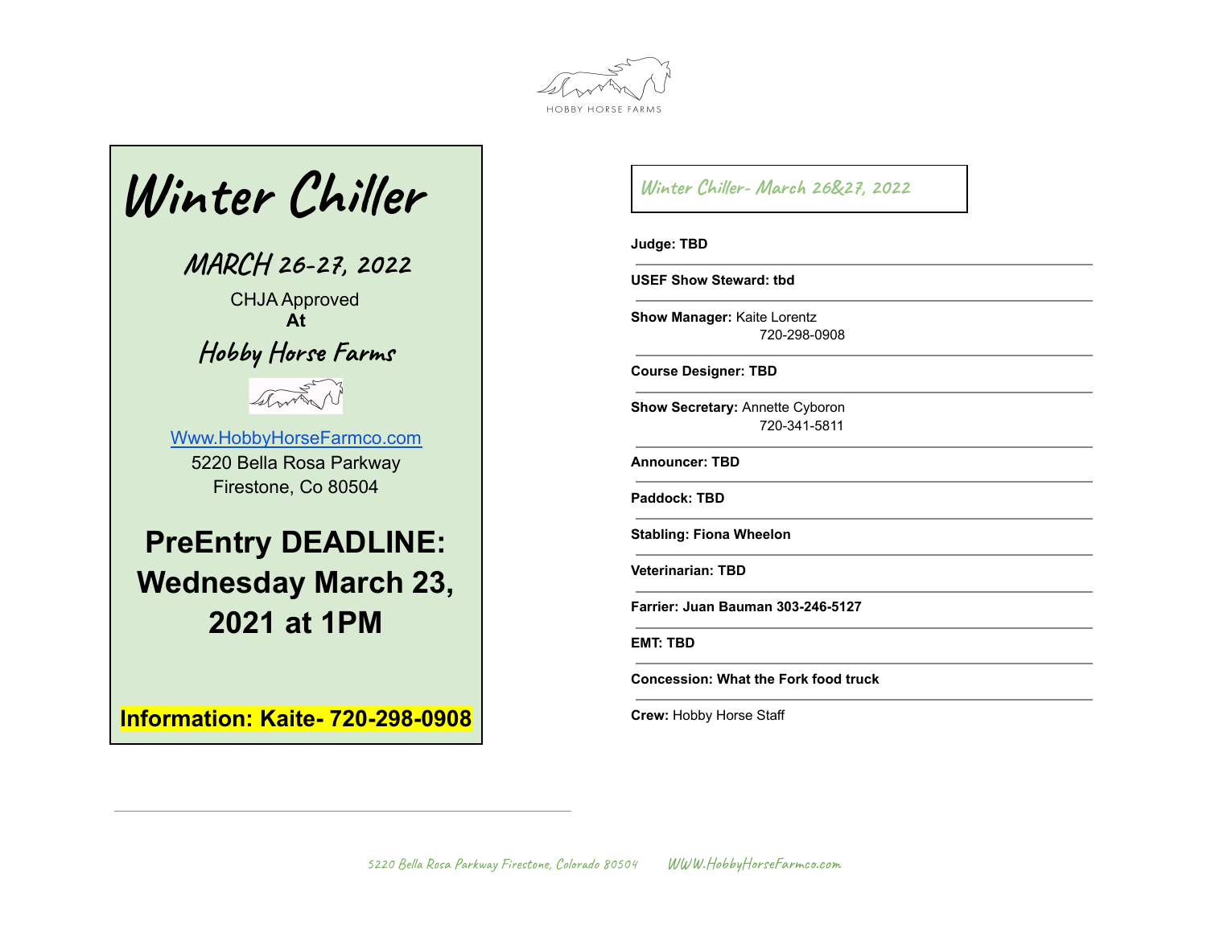HOBBY HORSE FARMS

# Winter Chiller

## MARCH 26-27, 2022

CHJA Approved
**At**

## Hobby Horse Farms

[Www.HobbyHorseFarmco.com](http://www.HobbyHorseFarmco.com)
5220 Bella Rosa Parkway
Firestone, Co 80504

**PreEntry DEADLINE: Wednesday March 23, 2021 at 1PM**

**Information: Kaite- 720-298-0908**

---

*Winter Chiller- March 26&27, 2022*

**Judge: TBD**

**USEF Show Steward: tbd**

**Show Manager:** Kaite Lorentz
720-298-0908

**Course Designer: TBD**

**Show Secretary:** Annette Cyboron
720-341-5811

**Announcer: TBD**

**Paddock: TBD**

**Stabling: Fiona Wheelon**

**Veterinarian: TBD**

**Farrier: Juan Bauman 303-246-5127**

**EMT: TBD**

**Concession: What the Fork food truck**

**Crew:** Hobby Horse Staff

5220 Bella Rosa Parkway Firestone, Colorado 80504 WWW.HobbyHorseFarmco.com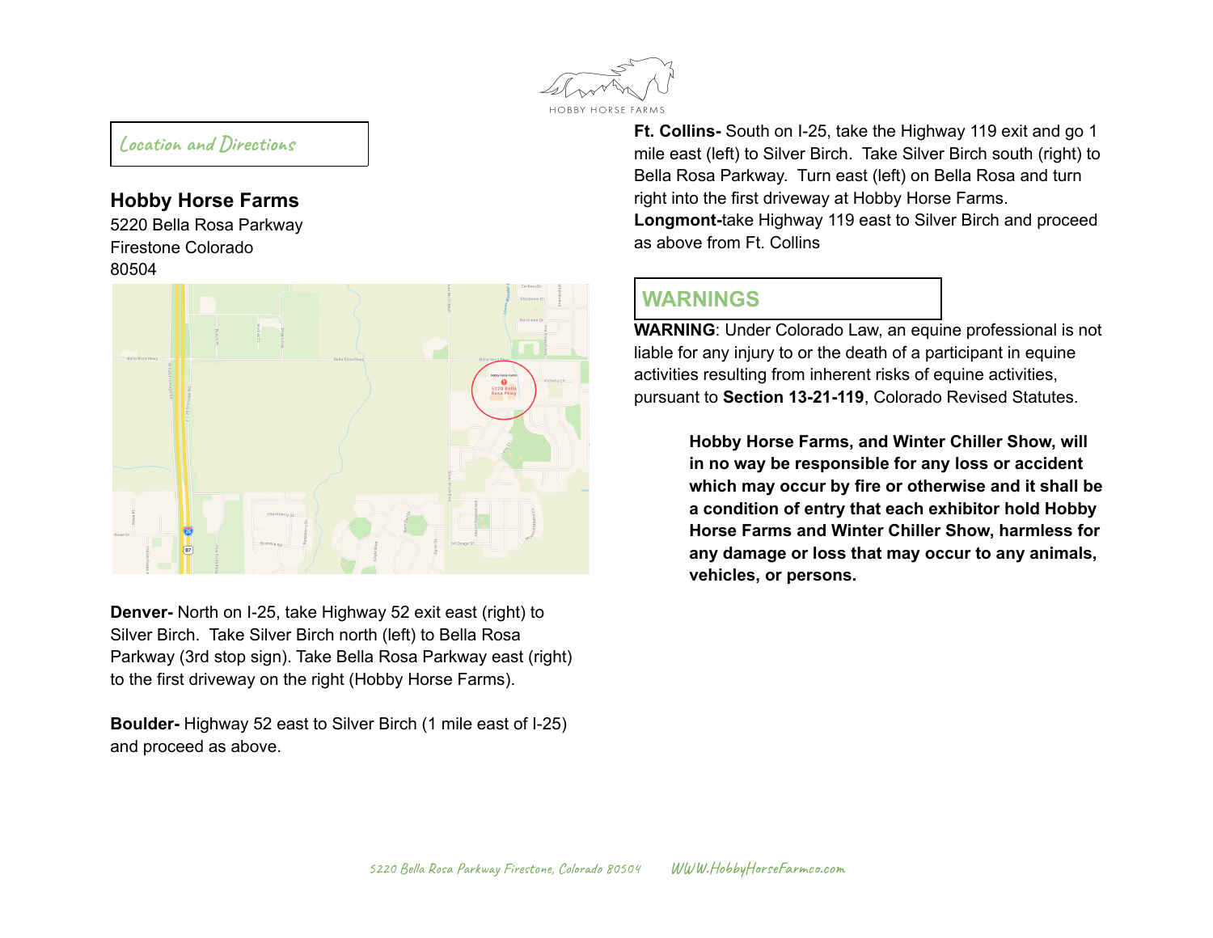## Location and Directions

### Hobby Horse Farms

5220 Bella Rosa Parkway
Firestone Colorado
80504

**Denver-** North on I-25, take Highway 52 exit east (right) to Silver Birch. Take Silver Birch north (left) to Bella Rosa Parkway (3rd stop sign). Take Bella Rosa Parkway east (right) to the first driveway on the right (Hobby Horse Farms).

**Boulder-** Highway 52 east to Silver Birch (1 mile east of I-25) and proceed as above.

**Ft. Collins-** South on I-25, take the Highway 119 exit and go 1 mile east (left) to Silver Birch. Take Silver Birch south (right) to Bella Rosa Parkway. Turn east (left) on Bella Rosa and turn right into the first driveway at Hobby Horse Farms.

**Longmont-**take Highway 119 east to Silver Birch and proceed as above from Ft. Collins

## WARNINGS

**WARNING**: Under Colorado Law, an equine professional is not liable for any injury to or the death of a participant in equine activities resulting from inherent risks of equine activities, pursuant to **Section 13-21-119**, Colorado Revised Statutes.

**Hobby Horse Farms, and Winter Chiller Show, will in no way be responsible for any loss or accident which may occur by fire or otherwise and it shall be a condition of entry that each exhibitor hold Hobby Horse Farms and Winter Chiller Show, harmless for any damage or loss that may occur to any animals, vehicles, or persons.**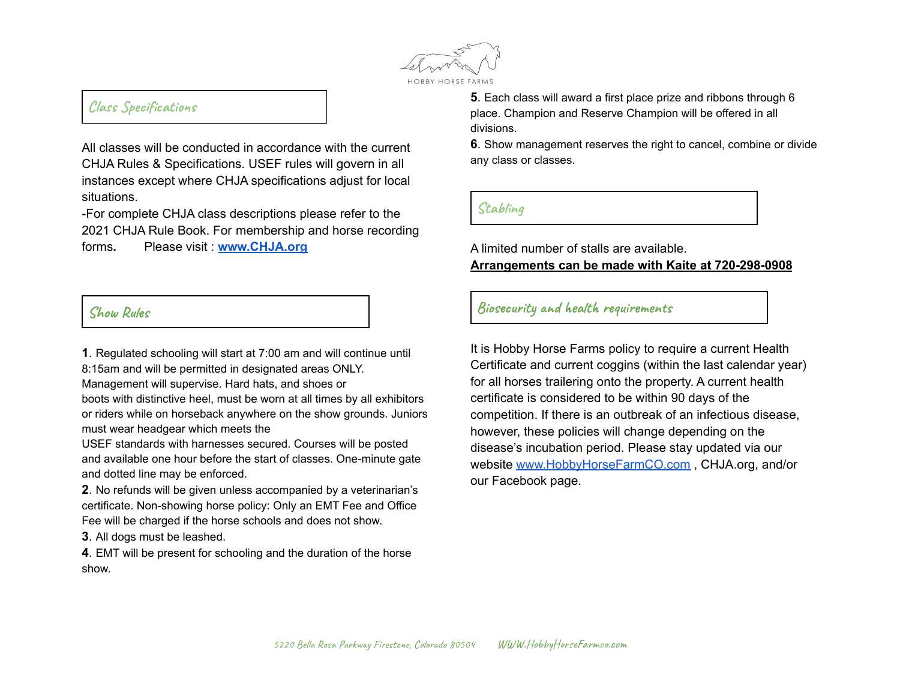## Class Specifications

All classes will be conducted in accordance with the current CHJA Rules & Specifications. USEF rules will govern in all instances except where CHJA specifications adjust for local situations.

-For complete CHJA class descriptions please refer to the 2021 CHJA Rule Book. For membership and horse recording forms**.** Please visit : **[www.CHJA.org](http://www.CHJA.org)**

## Show Rules

**1**. Regulated schooling will start at 7:00 am and will continue until 8:15am and will be permitted in designated areas ONLY. Management will supervise. Hard hats, and shoes or boots with distinctive heel, must be worn at all times by all exhibitors or riders while on horseback anywhere on the show grounds. Juniors must wear headgear which meets the USEF standards with harnesses secured. Courses will be posted and available one hour before the start of classes. One-minute gate and dotted line may be enforced.

**2**. No refunds will be given unless accompanied by a veterinarian's certificate. Non-showing horse policy: Only an EMT Fee and Office Fee will be charged if the horse schools and does not show.

**3**. All dogs must be leashed.

**4**. EMT will be present for schooling and the duration of the horse show.

**5**. Each class will award a first place prize and ribbons through 6 place. Champion and Reserve Champion will be offered in all divisions.

**6**. Show management reserves the right to cancel, combine or divide any class or classes.

## Stabling

A limited number of stalls are available.

**Arrangements can be made with Kaite at 720-298-0908**

## Biosecurity and health requirements

It is Hobby Horse Farms policy to require a current Health Certificate and current coggins (within the last calendar year) for all horses trailering onto the property. A current health certificate is considered to be within 90 days of the competition. If there is an outbreak of an infectious disease, however, these policies will change depending on the disease's incubation period. Please stay updated via our website [www.HobbyHorseFarmCO.com](http://www.HobbyHorseFarmCO.com) , CHJA.org, and/or our Facebook page.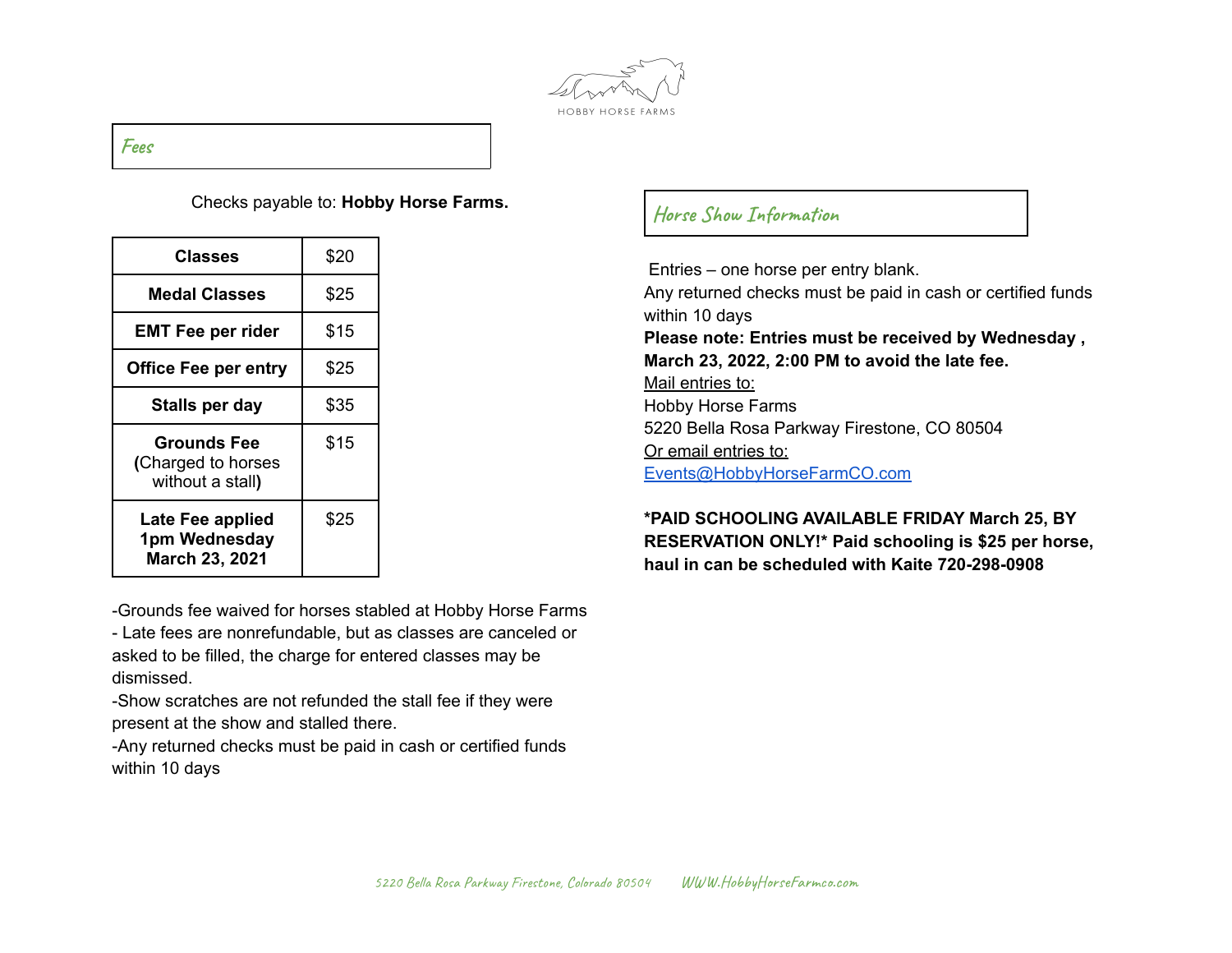## Fees

Checks payable to: **Hobby Horse Farms.**

| Classes | $20 |
|---|---|
| **Medal Classes** | $25 |
| **EMT Fee per rider** | $15 |
| **Office Fee per entry** | $25 |
| **Stalls per day** | $35 |
| **Grounds Fee (**Charged to horses without a stall**)** | $15 |
| **Late Fee applied 1pm Wednesday March 23, 2021** | $25 |

-Grounds fee waived for horses stabled at Hobby Horse Farms
- Late fees are nonrefundable, but as classes are canceled or asked to be filled, the charge for entered classes may be dismissed.
-Show scratches are not refunded the stall fee if they were present at the show and stalled there.
-Any returned checks must be paid in cash or certified funds within 10 days

## Horse Show Information

Entries – one horse per entry blank.
Any returned checks must be paid in cash or certified funds within 10 days
**Please note: Entries must be received by Wednesday , March 23, 2022, 2:00 PM to avoid the late fee.**
Mail entries to:
Hobby Horse Farms
5220 Bella Rosa Parkway Firestone, CO 80504
Or email entries to:
Events@HobbyHorseFarmCO.com

***PAID SCHOOLING AVAILABLE FRIDAY March 25, BY RESERVATION ONLY!* Paid schooling is $25 per horse, haul in can be scheduled with Kaite 720-298-0908**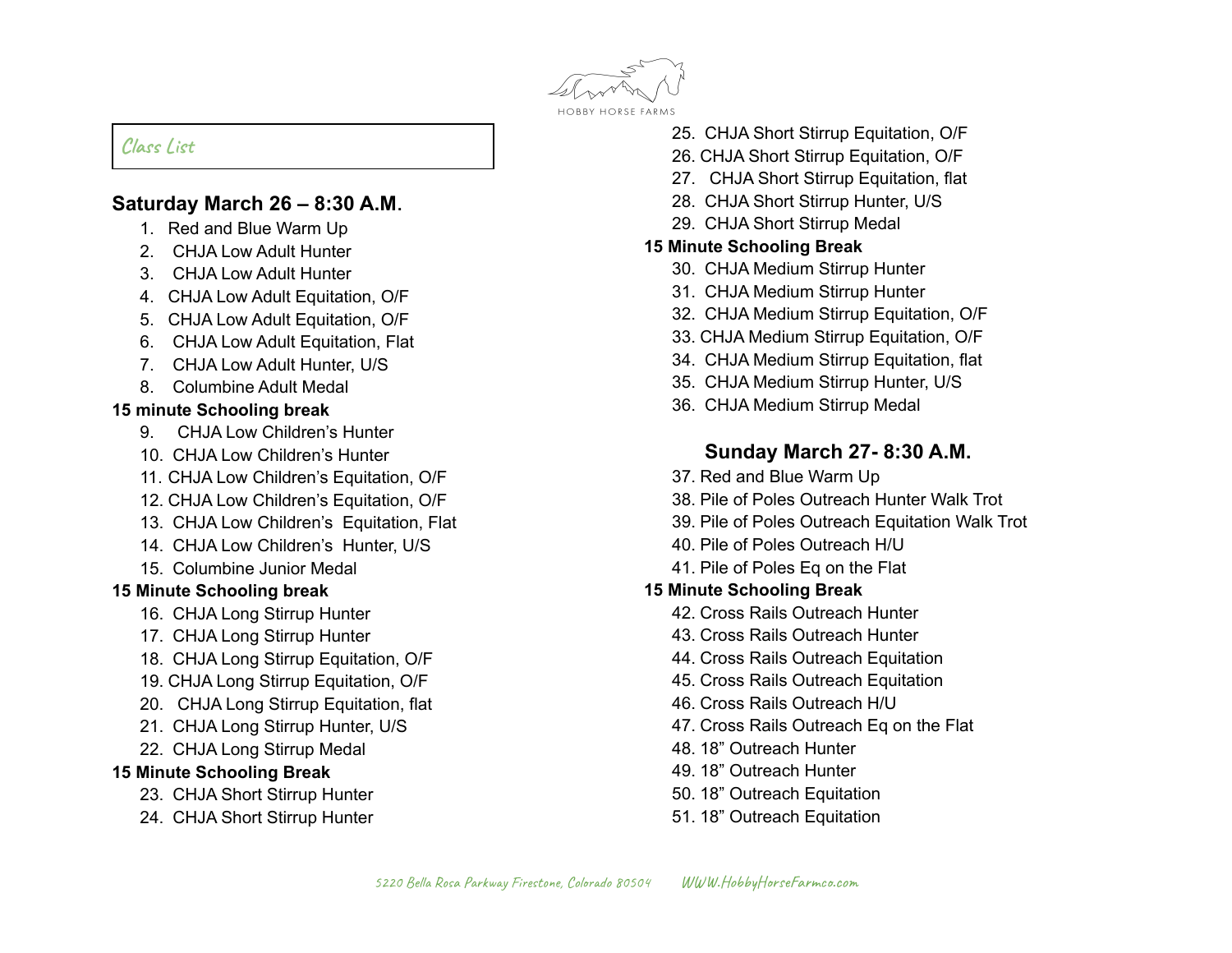HOBBY HORSE FARMS

## Class List

### Saturday March 26 – 8:30 A.M.

1. Red and Blue Warm Up
2. CHJA Low Adult Hunter
3. CHJA Low Adult Hunter
4. CHJA Low Adult Equitation, O/F
5. CHJA Low Adult Equitation, O/F
6. CHJA Low Adult Equitation, Flat
7. CHJA Low Adult Hunter, U/S
8. Columbine Adult Medal

**15 minute Schooling break**

9. CHJA Low Children's Hunter
10. CHJA Low Children's Hunter
11. CHJA Low Children's Equitation, O/F
12. CHJA Low Children's Equitation, O/F
13. CHJA Low Children's Equitation, Flat
14. CHJA Low Children's Hunter, U/S
15. Columbine Junior Medal

**15 Minute Schooling break**

16. CHJA Long Stirrup Hunter
17. CHJA Long Stirrup Hunter
18. CHJA Long Stirrup Equitation, O/F
19. CHJA Long Stirrup Equitation, O/F
20. CHJA Long Stirrup Equitation, flat
21. CHJA Long Stirrup Hunter, U/S
22. CHJA Long Stirrup Medal

**15 Minute Schooling Break**

23. CHJA Short Stirrup Hunter
24. CHJA Short Stirrup Hunter
25. CHJA Short Stirrup Equitation, O/F
26. CHJA Short Stirrup Equitation, O/F
27. CHJA Short Stirrup Equitation, flat
28. CHJA Short Stirrup Hunter, U/S
29. CHJA Short Stirrup Medal

**15 Minute Schooling Break**

30. CHJA Medium Stirrup Hunter
31. CHJA Medium Stirrup Hunter
32. CHJA Medium Stirrup Equitation, O/F
33. CHJA Medium Stirrup Equitation, O/F
34. CHJA Medium Stirrup Equitation, flat
35. CHJA Medium Stirrup Hunter, U/S
36. CHJA Medium Stirrup Medal

### Sunday March 27- 8:30 A.M.

37. Red and Blue Warm Up
38. Pile of Poles Outreach Hunter Walk Trot
39. Pile of Poles Outreach Equitation Walk Trot
40. Pile of Poles Outreach H/U
41. Pile of Poles Eq on the Flat

**15 Minute Schooling Break**

42. Cross Rails Outreach Hunter
43. Cross Rails Outreach Hunter
44. Cross Rails Outreach Equitation
45. Cross Rails Outreach Equitation
46. Cross Rails Outreach H/U
47. Cross Rails Outreach Eq on the Flat
48. 18" Outreach Hunter
49. 18" Outreach Hunter
50. 18" Outreach Equitation
51. 18" Outreach Equitation

5220 Bella Rosa Parkway Firestone, Colorado 80504 WWW.HobbyHorseFarmco.com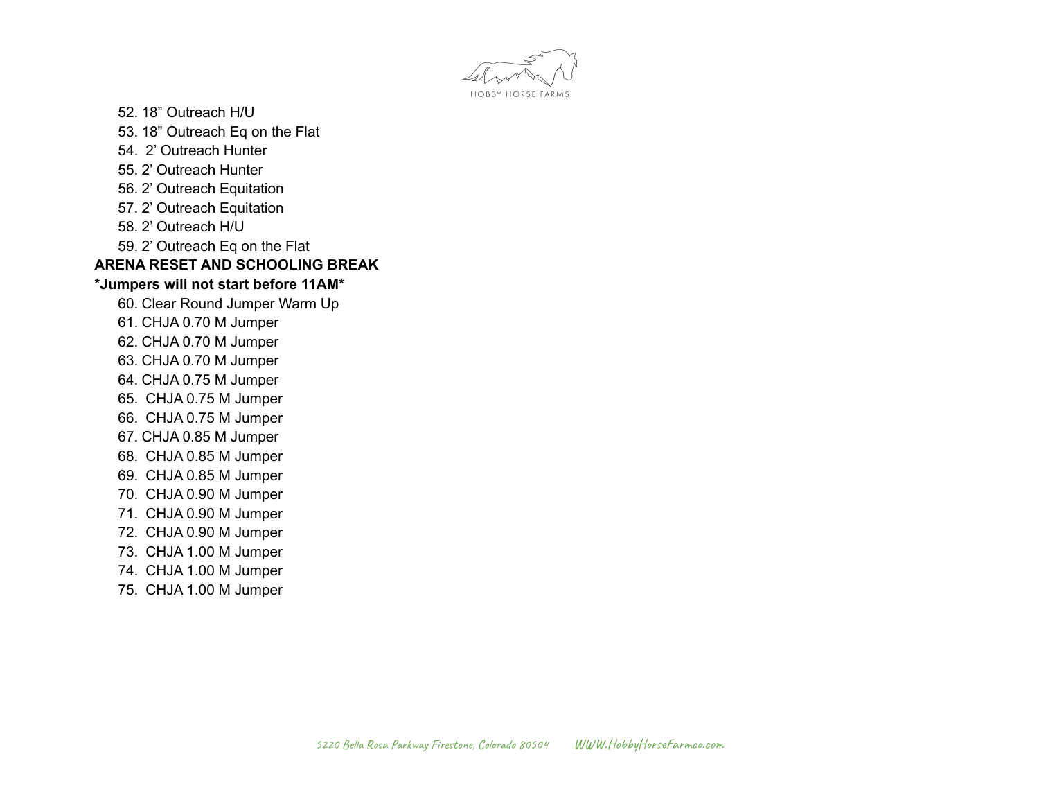52. 18" Outreach H/U
53. 18" Outreach Eq on the Flat
54. 2' Outreach Hunter
55. 2' Outreach Hunter
56. 2' Outreach Equitation
57. 2' Outreach Equitation
58. 2' Outreach H/U
59. 2' Outreach Eq on the Flat

**ARENA RESET AND SCHOOLING BREAK**

***Jumpers will not start before 11AM***

60. Clear Round Jumper Warm Up
61. CHJA 0.70 M Jumper
62. CHJA 0.70 M Jumper
63. CHJA 0.70 M Jumper
64. CHJA 0.75 M Jumper
65. CHJA 0.75 M Jumper
66. CHJA 0.75 M Jumper
67. CHJA 0.85 M Jumper
68. CHJA 0.85 M Jumper
69. CHJA 0.85 M Jumper
70. CHJA 0.90 M Jumper
71. CHJA 0.90 M Jumper
72. CHJA 0.90 M Jumper
73. CHJA 1.00 M Jumper
74. CHJA 1.00 M Jumper
75. CHJA 1.00 M Jumper